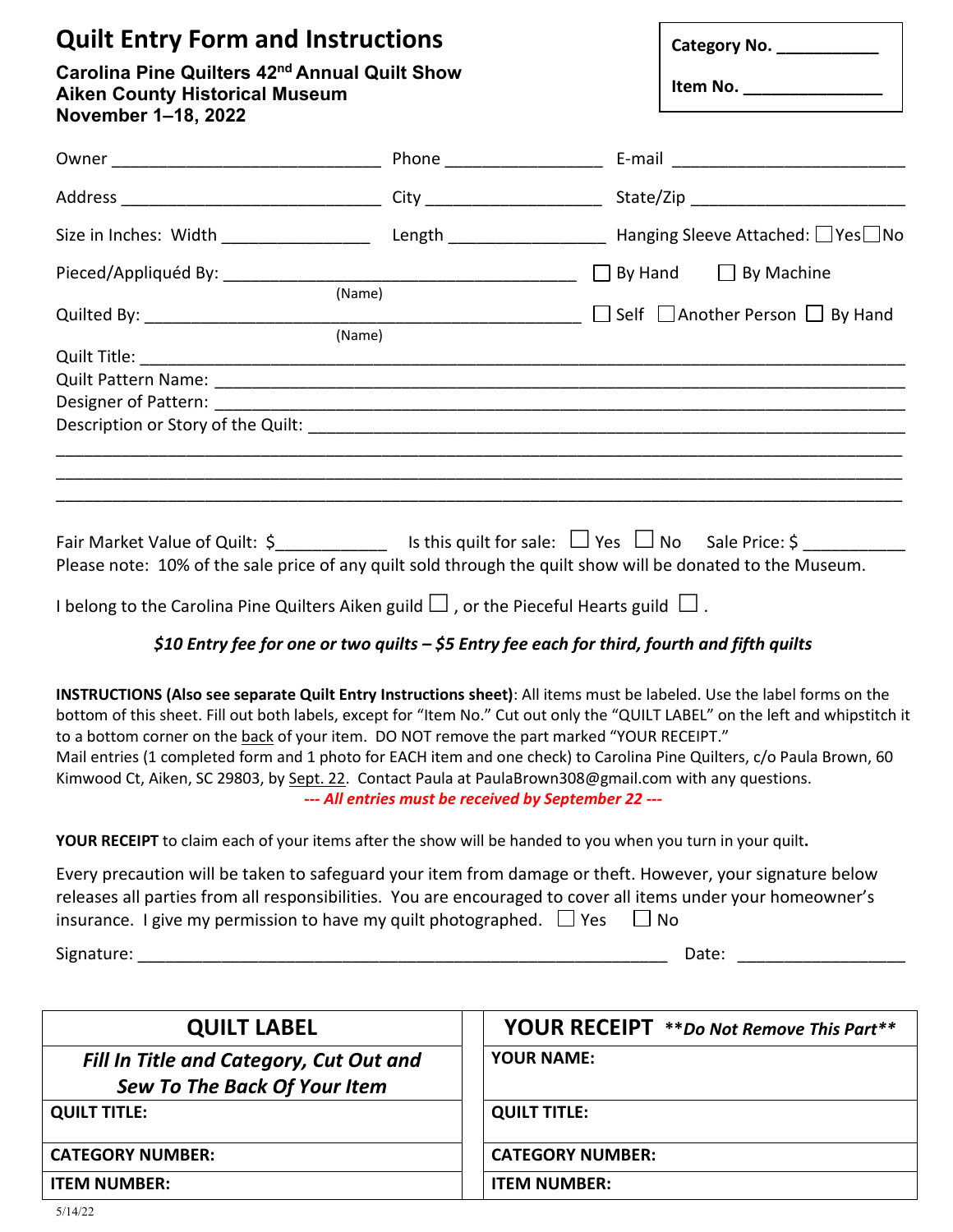# Quilt Entry Form and Instructions

**Carolina Pine Quilters 42nd Annual Quilt Show**
**Aiken County Historical Museum**
**November 1–18, 2022**

**Category No. ___________**

**Item No. _______________**

Owner ______________________________ Phone _________________ E-mail __________________________

Address ____________________________ City ___________________ State/Zip ________________________

Size in Inches: Width ________________ Length _________________ Hanging Sleeve Attached: ☐Yes ☐No

Pieced/Appliquéd By: _______________________________________ (Name) ☐ By Hand ☐ By Machine

Quilted By: _______________________________________________ (Name) ☐ Self ☐ Another Person ☐ By Hand

Quilt Title: _______________________________________________________________________________

Quilt Pattern Name: _________________________________________________________________________

Designer of Pattern: _________________________________________________________________________

Description or Story of the Quilt: ______________________________________________________________

_____________________________________________________________________________________

_____________________________________________________________________________________

_____________________________________________________________________________________

Fair Market Value of Quilt: $____________ Is this quilt for sale: ☐ Yes ☐ No Sale Price: $ ___________

Please note: 10% of the sale price of any quilt sold through the quilt show will be donated to the Museum.

I belong to the Carolina Pine Quilters Aiken guild ☐ , or the Pieceful Hearts guild ☐ .

***$10 Entry fee for one or two quilts – $5 Entry fee each for third, fourth and fifth quilts***

**INSTRUCTIONS (Also see separate Quilt Entry Instructions sheet)**: All items must be labeled. Use the label forms on the bottom of this sheet. Fill out both labels, except for "Item No." Cut out only the "QUILT LABEL" on the left and whipstitch it to a bottom corner on the back of your item. DO NOT remove the part marked "YOUR RECEIPT."
Mail entries (1 completed form and 1 photo for EACH item and one check) to Carolina Pine Quilters, c/o Paula Brown, 60 Kimwood Ct, Aiken, SC 29803, by Sept. 22. Contact Paula at PaulaBrown308@gmail.com with any questions.

***--- All entries must be received by September 22 ---***

**YOUR RECEIPT** to claim each of your items after the show will be handed to you when you turn in your quilt**.**

Every precaution will be taken to safeguard your item from damage or theft. However, your signature below releases all parties from all responsibilities. You are encouraged to cover all items under your homeowner's insurance. I give my permission to have my quilt photographed. ☐ Yes ☐ No

Signature: ___________________________________________________________ Date: __________________

| QUILT LABEL | YOUR RECEIPT ***\*\*Do Not Remove This Part\*\**** |
|---|---|
| ***Fill In Title and Category, Cut Out and Sew To The Back Of Your Item*** | **YOUR NAME:** |
| **QUILT TITLE:** | **QUILT TITLE:** |
| **CATEGORY NUMBER:** | **CATEGORY NUMBER:** |
| **ITEM NUMBER:** | **ITEM NUMBER:** |

5/14/22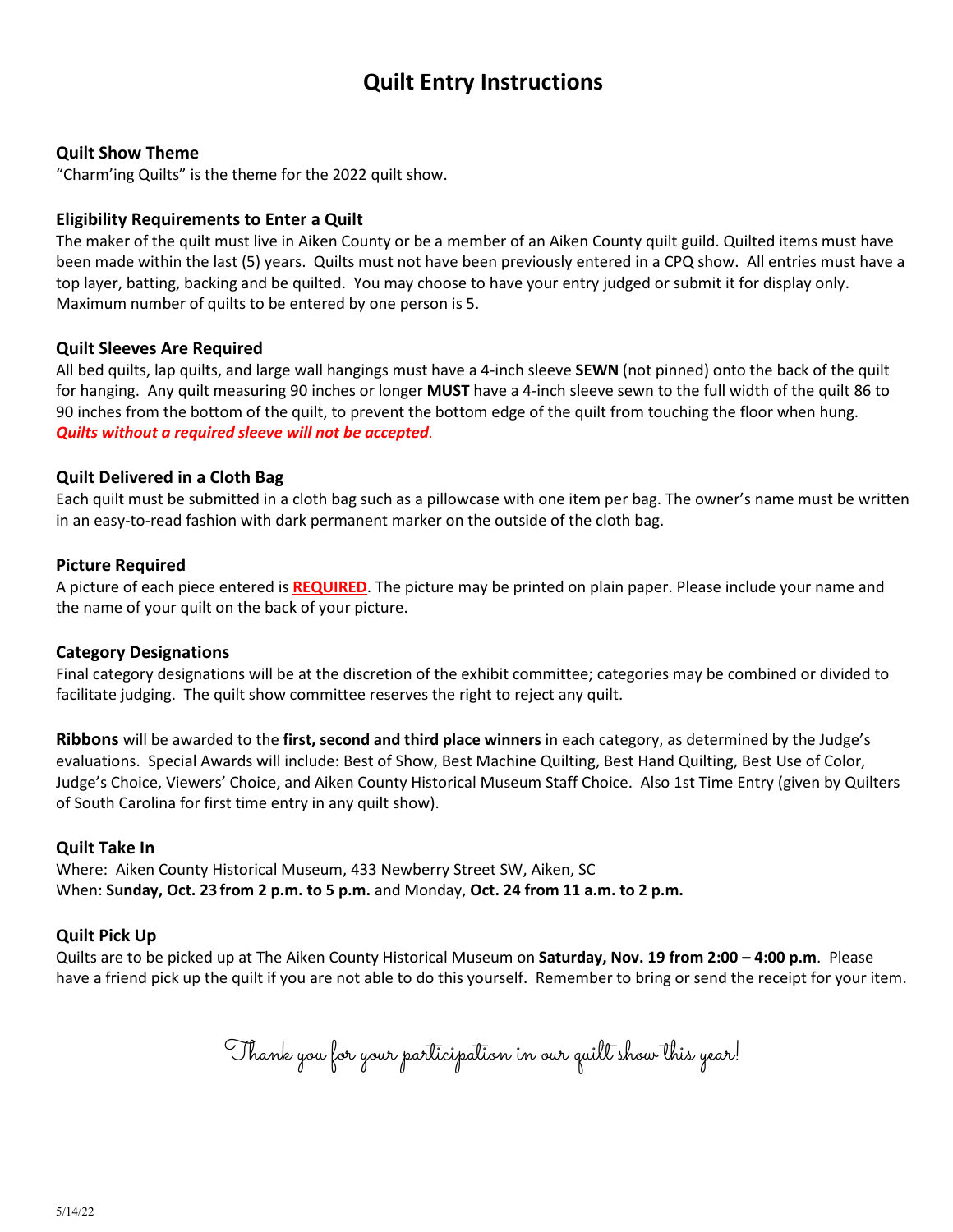# Quilt Entry Instructions

### Quilt Show Theme

"Charm'ing Quilts" is the theme for the 2022 quilt show.

### Eligibility Requirements to Enter a Quilt

The maker of the quilt must live in Aiken County or be a member of an Aiken County quilt guild. Quilted items must have been made within the last (5) years. Quilts must not have been previously entered in a CPQ show. All entries must have a top layer, batting, backing and be quilted. You may choose to have your entry judged or submit it for display only. Maximum number of quilts to be entered by one person is 5.

### Quilt Sleeves Are Required

All bed quilts, lap quilts, and large wall hangings must have a 4-inch sleeve **SEWN** (not pinned) onto the back of the quilt for hanging. Any quilt measuring 90 inches or longer **MUST** have a 4-inch sleeve sewn to the full width of the quilt 86 to 90 inches from the bottom of the quilt, to prevent the bottom edge of the quilt from touching the floor when hung. ***Quilts without a required sleeve will not be accepted***.

### Quilt Delivered in a Cloth Bag

Each quilt must be submitted in a cloth bag such as a pillowcase with one item per bag. The owner's name must be written in an easy-to-read fashion with dark permanent marker on the outside of the cloth bag.

### Picture Required

A picture of each piece entered is **REQUIRED**. The picture may be printed on plain paper. Please include your name and the name of your quilt on the back of your picture.

### Category Designations

Final category designations will be at the discretion of the exhibit committee; categories may be combined or divided to facilitate judging. The quilt show committee reserves the right to reject any quilt.

**Ribbons** will be awarded to the **first, second and third place winners** in each category, as determined by the Judge's evaluations. Special Awards will include: Best of Show, Best Machine Quilting, Best Hand Quilting, Best Use of Color, Judge's Choice, Viewers' Choice, and Aiken County Historical Museum Staff Choice. Also 1st Time Entry (given by Quilters of South Carolina for first time entry in any quilt show).

### Quilt Take In

Where: Aiken County Historical Museum, 433 Newberry Street SW, Aiken, SC
When: **Sunday, Oct. 23 from 2 p.m. to 5 p.m.** and Monday, **Oct. 24 from 11 a.m. to 2 p.m.**

### Quilt Pick Up

Quilts are to be picked up at The Aiken County Historical Museum on **Saturday, Nov. 19 from 2:00 – 4:00 p.m**. Please have a friend pick up the quilt if you are not able to do this yourself. Remember to bring or send the receipt for your item.

*Thank you for your participation in our quilt show this year!*

5/14/22